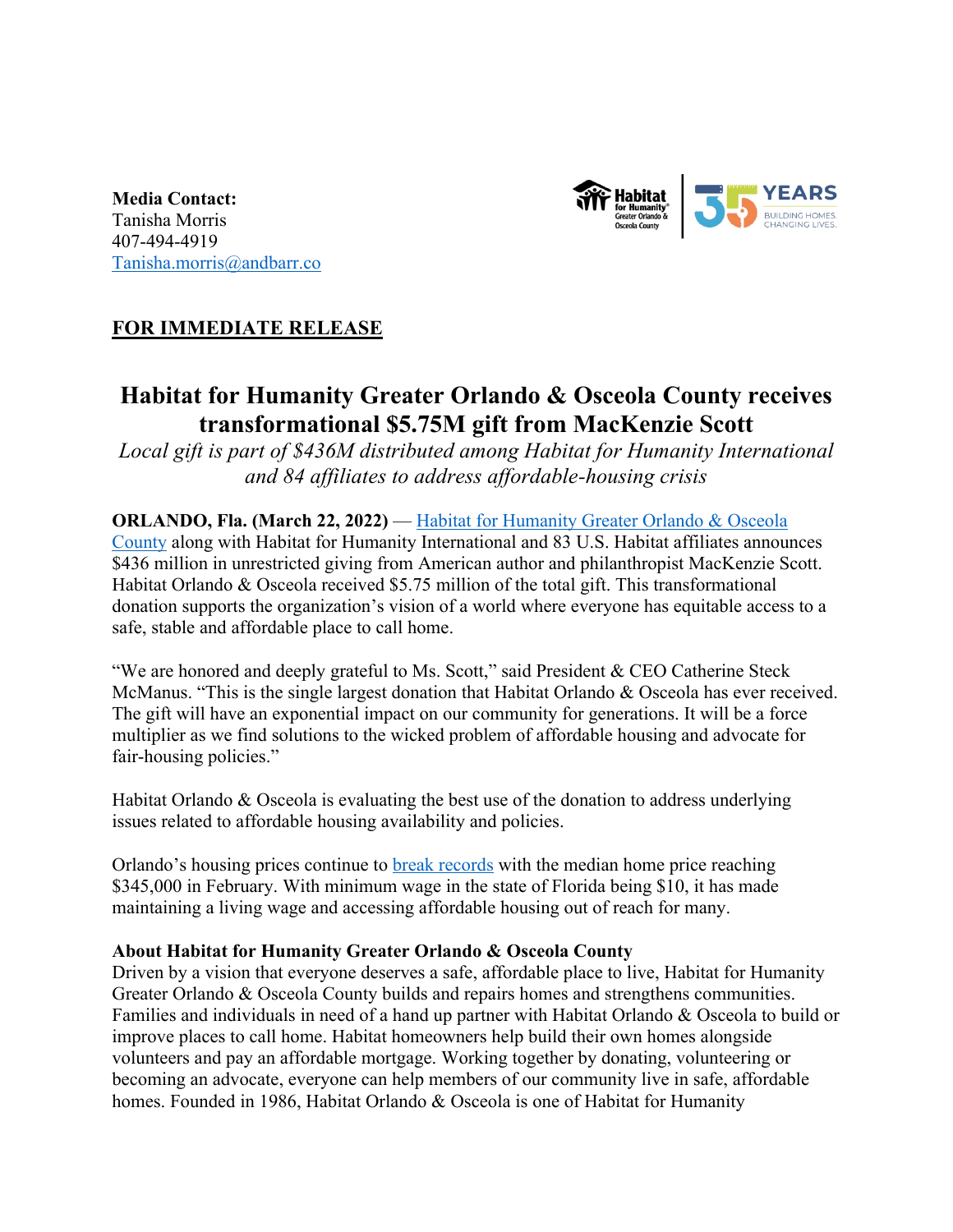**Media Contact:**
Tanisha Morris
407-494-4919
[Tanisha.morris@andbarr.co](mailto:Tanisha.morris@andbarr.co)

**FOR IMMEDIATE RELEASE**

# Habitat for Humanity Greater Orlando & Osceola County receives transformational $5.75M gift from MacKenzie Scott

*Local gift is part of $436M distributed among Habitat for Humanity International and 84 affiliates to address affordable-housing crisis*

**ORLANDO, Fla. (March 22, 2022)** — Habitat for Humanity Greater Orlando & Osceola County along with Habitat for Humanity International and 83 U.S. Habitat affiliates announces $436 million in unrestricted giving from American author and philanthropist MacKenzie Scott. Habitat Orlando & Osceola received $5.75 million of the total gift. This transformational donation supports the organization's vision of a world where everyone has equitable access to a safe, stable and affordable place to call home.

"We are honored and deeply grateful to Ms. Scott," said President & CEO Catherine Steck McManus. "This is the single largest donation that Habitat Orlando & Osceola has ever received. The gift will have an exponential impact on our community for generations. It will be a force multiplier as we find solutions to the wicked problem of affordable housing and advocate for fair-housing policies."

Habitat Orlando & Osceola is evaluating the best use of the donation to address underlying issues related to affordable housing availability and policies.

Orlando's housing prices continue to break records with the median home price reaching $345,000 in February. With minimum wage in the state of Florida being $10, it has made maintaining a living wage and accessing affordable housing out of reach for many.

**About Habitat for Humanity Greater Orlando & Osceola County**
Driven by a vision that everyone deserves a safe, affordable place to live, Habitat for Humanity Greater Orlando & Osceola County builds and repairs homes and strengthens communities. Families and individuals in need of a hand up partner with Habitat Orlando & Osceola to build or improve places to call home. Habitat homeowners help build their own homes alongside volunteers and pay an affordable mortgage. Working together by donating, volunteering or becoming an advocate, everyone can help members of our community live in safe, affordable homes. Founded in 1986, Habitat Orlando & Osceola is one of Habitat for Humanity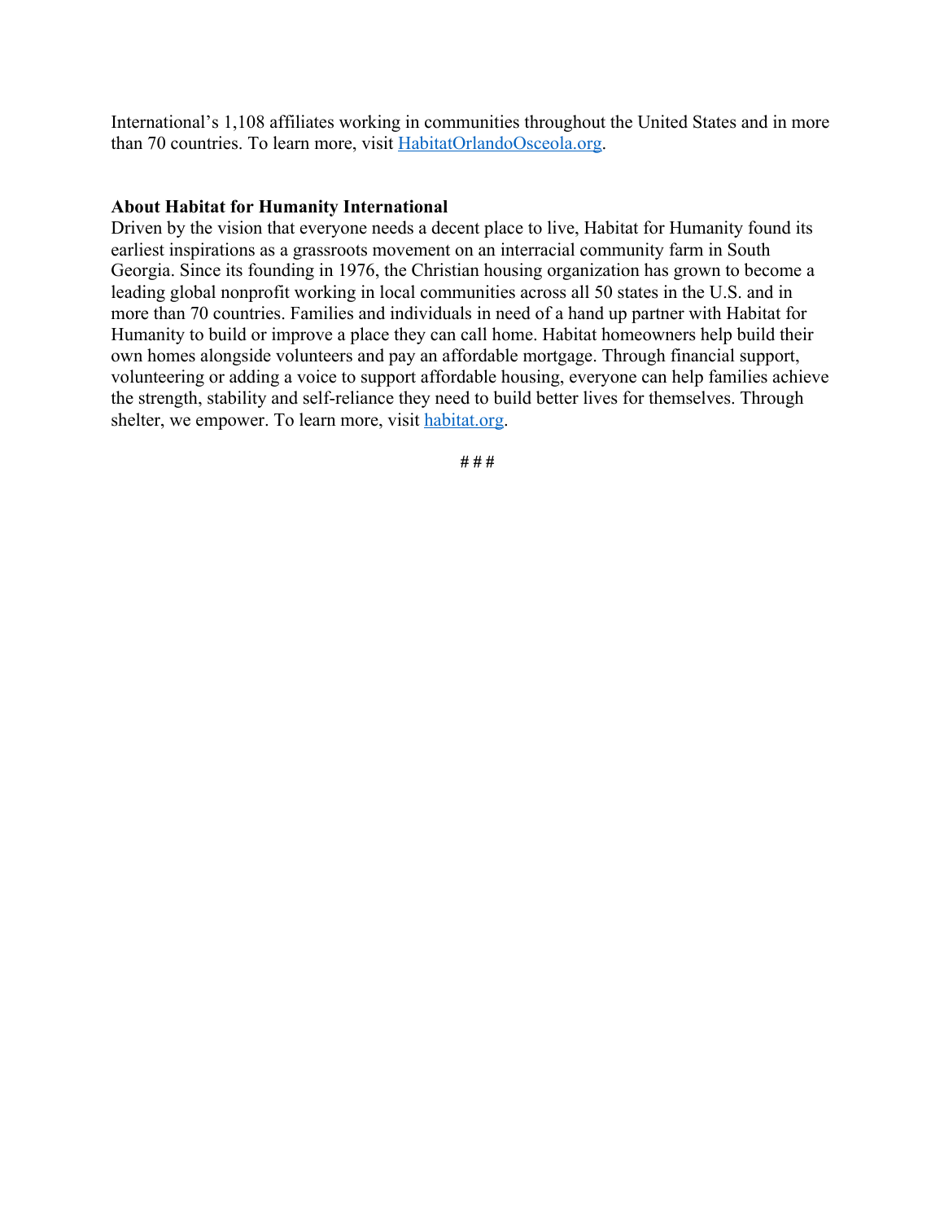International's 1,108 affiliates working in communities throughout the United States and in more than 70 countries. To learn more, visit [HabitatOrlandoOsceola.org](HabitatOrlandoOsceola.org).

**About Habitat for Humanity International**

Driven by the vision that everyone needs a decent place to live, Habitat for Humanity found its earliest inspirations as a grassroots movement on an interracial community farm in South Georgia. Since its founding in 1976, the Christian housing organization has grown to become a leading global nonprofit working in local communities across all 50 states in the U.S. and in more than 70 countries. Families and individuals in need of a hand up partner with Habitat for Humanity to build or improve a place they can call home. Habitat homeowners help build their own homes alongside volunteers and pay an affordable mortgage. Through financial support, volunteering or adding a voice to support affordable housing, everyone can help families achieve the strength, stability and self-reliance they need to build better lives for themselves. Through shelter, we empower. To learn more, visit [habitat.org](habitat.org).

# # #